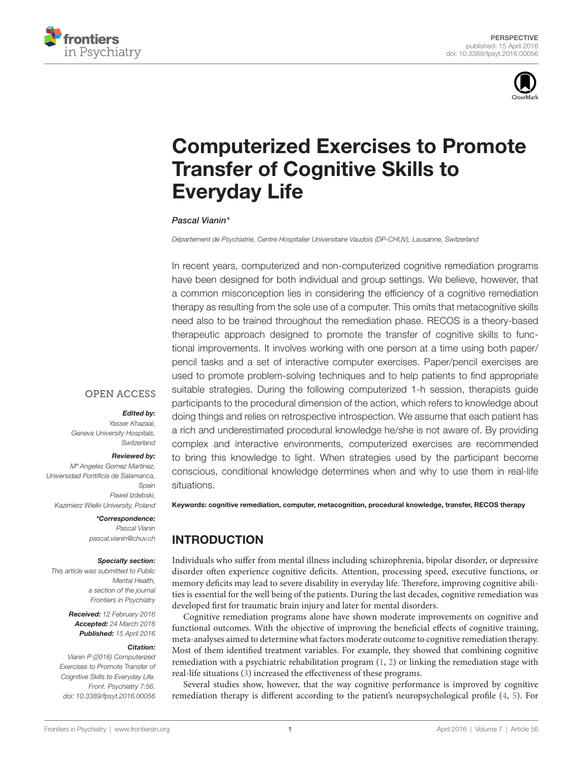PERSPECTIVE
published: 15 April 2016
doi: 10.3389/fpsyt.2016.00056

# Computerized Exercises to Promote Transfer of Cognitive Skills to Everyday Life

*Pascal Vianin**

*Département de Psychiatrie, Centre Hospitalier Universitaire Vaudois (DP-CHUV), Lausanne, Switzerland*

In recent years, computerized and non-computerized cognitive remediation programs have been designed for both individual and group settings. We believe, however, that a common misconception lies in considering the efficiency of a cognitive remediation therapy as resulting from the sole use of a computer. This omits that metacognitive skills need also to be trained throughout the remediation phase. RECOS is a theory-based therapeutic approach designed to promote the transfer of cognitive skills to functional improvements. It involves working with one person at a time using both paper/pencil tasks and a set of interactive computer exercises. Paper/pencil exercises are used to promote problem-solving techniques and to help patients to find appropriate suitable strategies. During the following computerized 1-h session, therapists guide participants to the procedural dimension of the action, which refers to knowledge about doing things and relies on retrospective introspection. We assume that each patient has a rich and underestimated procedural knowledge he/she is not aware of. By providing complex and interactive environments, computerized exercises are recommended to bring this knowledge to light. When strategies used by the participant become conscious, conditional knowledge determines when and why to use them in real-life situations.

**Keywords: cognitive remediation, computer, metacognition, procedural knowledge, transfer, RECOS therapy**

OPEN ACCESS

***Edited by:***
*Yasser Khazaal,*
*Geneva University Hospitals, Switzerland*

***Reviewed by:***
*Mª Angeles Gomez Martínez,*
*Universidad Pontificia de Salamanca, Spain*
*Pawel Izdebski,*
*Kazimierz Wielki University, Poland*

***\*Correspondence:***
*Pascal Vianin*
*pascal.vianin@chuv.ch*

***Specialty section:***
*This article was submitted to Public Mental Health, a section of the journal Frontiers in Psychiatry*

***Received:*** *12 February 2016*
***Accepted:*** *24 March 2016*
***Published:*** *15 April 2016*

***Citation:***
*Vianin P (2016) Computerized Exercises to Promote Transfer of Cognitive Skills to Everyday Life. Front. Psychiatry 7:56. doi: 10.3389/fpsyt.2016.00056*

## INTRODUCTION

Individuals who suffer from mental illness including schizophrenia, bipolar disorder, or depressive disorder often experience cognitive deficits. Attention, processing speed, executive functions, or memory deficits may lead to severe disability in everyday life. Therefore, improving cognitive abilities is essential for the well being of the patients. During the last decades, cognitive remediation was developed first for traumatic brain injury and later for mental disorders.

Cognitive remediation programs alone have shown moderate improvements on cognitive and functional outcomes. With the objective of improving the beneficial effects of cognitive training, meta-analyses aimed to determine what factors moderate outcome to cognitive remediation therapy. Most of them identified treatment variables. For example, they showed that combining cognitive remediation with a psychiatric rehabilitation program (1, 2) or linking the remediation stage with real-life situations (3) increased the effectiveness of these programs.

Several studies show, however, that the way cognitive performance is improved by cognitive remediation therapy is different according to the patient's neuropsychological profile (4, 5). For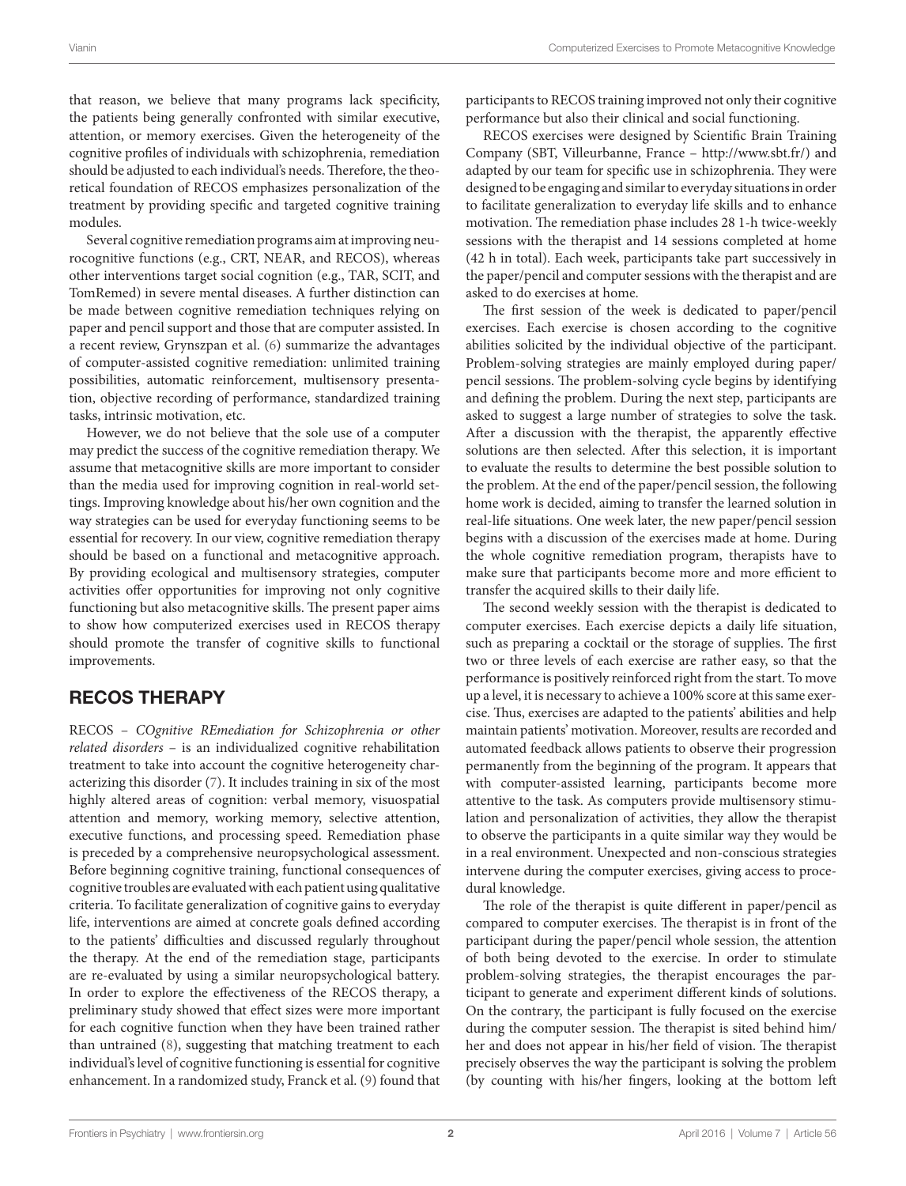that reason, we believe that many programs lack specificity, the patients being generally confronted with similar executive, attention, or memory exercises. Given the heterogeneity of the cognitive profiles of individuals with schizophrenia, remediation should be adjusted to each individual's needs. Therefore, the theoretical foundation of RECOS emphasizes personalization of the treatment by providing specific and targeted cognitive training modules.

Several cognitive remediation programs aim at improving neurocognitive functions (e.g., CRT, NEAR, and RECOS), whereas other interventions target social cognition (e.g., TAR, SCIT, and TomRemed) in severe mental diseases. A further distinction can be made between cognitive remediation techniques relying on paper and pencil support and those that are computer assisted. In a recent review, Grynszpan et al. (6) summarize the advantages of computer-assisted cognitive remediation: unlimited training possibilities, automatic reinforcement, multisensory presentation, objective recording of performance, standardized training tasks, intrinsic motivation, etc.

However, we do not believe that the sole use of a computer may predict the success of the cognitive remediation therapy. We assume that metacognitive skills are more important to consider than the media used for improving cognition in real-world settings. Improving knowledge about his/her own cognition and the way strategies can be used for everyday functioning seems to be essential for recovery. In our view, cognitive remediation therapy should be based on a functional and metacognitive approach. By providing ecological and multisensory strategies, computer activities offer opportunities for improving not only cognitive functioning but also metacognitive skills. The present paper aims to show how computerized exercises used in RECOS therapy should promote the transfer of cognitive skills to functional improvements.

## RECOS THERAPY

RECOS – *COgnitive REmediation for Schizophrenia or other related disorders* – is an individualized cognitive rehabilitation treatment to take into account the cognitive heterogeneity characterizing this disorder (7). It includes training in six of the most highly altered areas of cognition: verbal memory, visuospatial attention and memory, working memory, selective attention, executive functions, and processing speed. Remediation phase is preceded by a comprehensive neuropsychological assessment. Before beginning cognitive training, functional consequences of cognitive troubles are evaluated with each patient using qualitative criteria. To facilitate generalization of cognitive gains to everyday life, interventions are aimed at concrete goals defined according to the patients' difficulties and discussed regularly throughout the therapy. At the end of the remediation stage, participants are re-evaluated by using a similar neuropsychological battery. In order to explore the effectiveness of the RECOS therapy, a preliminary study showed that effect sizes were more important for each cognitive function when they have been trained rather than untrained (8), suggesting that matching treatment to each individual's level of cognitive functioning is essential for cognitive enhancement. In a randomized study, Franck et al. (9) found that participants to RECOS training improved not only their cognitive performance but also their clinical and social functioning.

RECOS exercises were designed by Scientific Brain Training Company (SBT, Villeurbanne, France – http://www.sbt.fr/) and adapted by our team for specific use in schizophrenia. They were designed to be engaging and similar to everyday situations in order to facilitate generalization to everyday life skills and to enhance motivation. The remediation phase includes 28 1-h twice-weekly sessions with the therapist and 14 sessions completed at home (42 h in total). Each week, participants take part successively in the paper/pencil and computer sessions with the therapist and are asked to do exercises at home.

The first session of the week is dedicated to paper/pencil exercises. Each exercise is chosen according to the cognitive abilities solicited by the individual objective of the participant. Problem-solving strategies are mainly employed during paper/pencil sessions. The problem-solving cycle begins by identifying and defining the problem. During the next step, participants are asked to suggest a large number of strategies to solve the task. After a discussion with the therapist, the apparently effective solutions are then selected. After this selection, it is important to evaluate the results to determine the best possible solution to the problem. At the end of the paper/pencil session, the following home work is decided, aiming to transfer the learned solution in real-life situations. One week later, the new paper/pencil session begins with a discussion of the exercises made at home. During the whole cognitive remediation program, therapists have to make sure that participants become more and more efficient to transfer the acquired skills to their daily life.

The second weekly session with the therapist is dedicated to computer exercises. Each exercise depicts a daily life situation, such as preparing a cocktail or the storage of supplies. The first two or three levels of each exercise are rather easy, so that the performance is positively reinforced right from the start. To move up a level, it is necessary to achieve a 100% score at this same exercise. Thus, exercises are adapted to the patients' abilities and help maintain patients' motivation. Moreover, results are recorded and automated feedback allows patients to observe their progression permanently from the beginning of the program. It appears that with computer-assisted learning, participants become more attentive to the task. As computers provide multisensory stimulation and personalization of activities, they allow the therapist to observe the participants in a quite similar way they would be in a real environment. Unexpected and non-conscious strategies intervene during the computer exercises, giving access to procedural knowledge.

The role of the therapist is quite different in paper/pencil as compared to computer exercises. The therapist is in front of the participant during the paper/pencil whole session, the attention of both being devoted to the exercise. In order to stimulate problem-solving strategies, the therapist encourages the participant to generate and experiment different kinds of solutions. On the contrary, the participant is fully focused on the exercise during the computer session. The therapist is sited behind him/her and does not appear in his/her field of vision. The therapist precisely observes the way the participant is solving the problem (by counting with his/her fingers, looking at the bottom left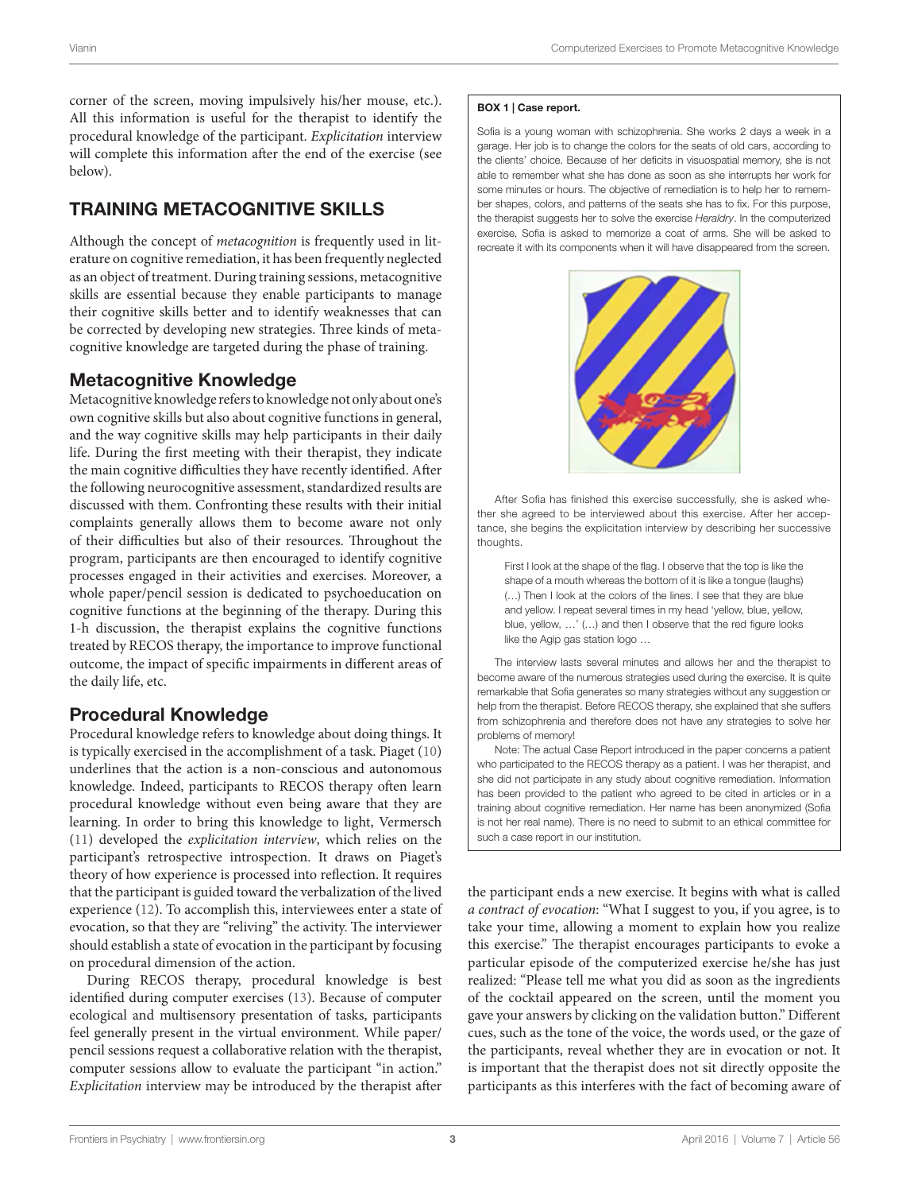corner of the screen, moving impulsively his/her mouse, etc.). All this information is useful for the therapist to identify the procedural knowledge of the participant. *Explicitation* interview will complete this information after the end of the exercise (see below).

## TRAINING METACOGNITIVE SKILLS

Although the concept of *metacognition* is frequently used in literature on cognitive remediation, it has been frequently neglected as an object of treatment. During training sessions, metacognitive skills are essential because they enable participants to manage their cognitive skills better and to identify weaknesses that can be corrected by developing new strategies. Three kinds of metacognitive knowledge are targeted during the phase of training.

### Metacognitive Knowledge

Metacognitive knowledge refers to knowledge not only about one's own cognitive skills but also about cognitive functions in general, and the way cognitive skills may help participants in their daily life. During the first meeting with their therapist, they indicate the main cognitive difficulties they have recently identified. After the following neurocognitive assessment, standardized results are discussed with them. Confronting these results with their initial complaints generally allows them to become aware not only of their difficulties but also of their resources. Throughout the program, participants are then encouraged to identify cognitive processes engaged in their activities and exercises. Moreover, a whole paper/pencil session is dedicated to psychoeducation on cognitive functions at the beginning of the therapy. During this 1-h discussion, the therapist explains the cognitive functions treated by RECOS therapy, the importance to improve functional outcome, the impact of specific impairments in different areas of the daily life, etc.

### Procedural Knowledge

Procedural knowledge refers to knowledge about doing things. It is typically exercised in the accomplishment of a task. Piaget (10) underlines that the action is a non-conscious and autonomous knowledge. Indeed, participants to RECOS therapy often learn procedural knowledge without even being aware that they are learning. In order to bring this knowledge to light, Vermersch (11) developed the *explicitation interview*, which relies on the participant's retrospective introspection. It draws on Piaget's theory of how experience is processed into reflection. It requires that the participant is guided toward the verbalization of the lived experience (12). To accomplish this, interviewees enter a state of evocation, so that they are "reliving" the activity. The interviewer should establish a state of evocation in the participant by focusing on procedural dimension of the action.

During RECOS therapy, procedural knowledge is best identified during computer exercises (13). Because of computer ecological and multisensory presentation of tasks, participants feel generally present in the virtual environment. While paper/pencil sessions request a collaborative relation with the therapist, computer sessions allow to evaluate the participant "in action." *Explicitation* interview may be introduced by the therapist after the participant ends a new exercise. It begins with what is called *a contract of evocation*: "What I suggest to you, if you agree, is to take your time, allowing a moment to explain how you realize this exercise." The therapist encourages participants to evoke a particular episode of the computerized exercise he/she has just realized: "Please tell me what you did as soon as the ingredients of the cocktail appeared on the screen, until the moment you gave your answers by clicking on the validation button." Different cues, such as the tone of the voice, the words used, or the gaze of the participants, reveal whether they are in evocation or not. It is important that the therapist does not sit directly opposite the participants as this interferes with the fact of becoming aware of

**BOX 1 | Case report.**

Sofia is a young woman with schizophrenia. She works 2 days a week in a garage. Her job is to change the colors for the seats of old cars, according to the clients' choice. Because of her deficits in visuospatial memory, she is not able to remember what she has done as soon as she interrupts her work for some minutes or hours. The objective of remediation is to help her to remember shapes, colors, and patterns of the seats she has to fix. For this purpose, the therapist suggests her to solve the exercise *Heraldry*. In the computerized exercise, Sofia is asked to memorize a coat of arms. She will be asked to recreate it with its components when it will have disappeared from the screen.

After Sofia has finished this exercise successfully, she is asked whether she agreed to be interviewed about this exercise. After her acceptance, she begins the explicitation interview by describing her successive thoughts.

> First I look at the shape of the flag. I observe that the top is like the shape of a mouth whereas the bottom of it is like a tongue (laughs) (…) Then I look at the colors of the lines. I see that they are blue and yellow. I repeat several times in my head 'yellow, blue, yellow, blue, yellow, …' (…) and then I observe that the red figure looks like the Agip gas station logo …

The interview lasts several minutes and allows her and the therapist to become aware of the numerous strategies used during the exercise. It is quite remarkable that Sofia generates so many strategies without any suggestion or help from the therapist. Before RECOS therapy, she explained that she suffers from schizophrenia and therefore does not have any strategies to solve her problems of memory!

Note: The actual Case Report introduced in the paper concerns a patient who participated to the RECOS therapy as a patient. I was her therapist, and she did not participate in any study about cognitive remediation. Information has been provided to the patient who agreed to be cited in articles or in a training about cognitive remediation. Her name has been anonymized (Sofia is not her real name). There is no need to submit to an ethical committee for such a case report in our institution.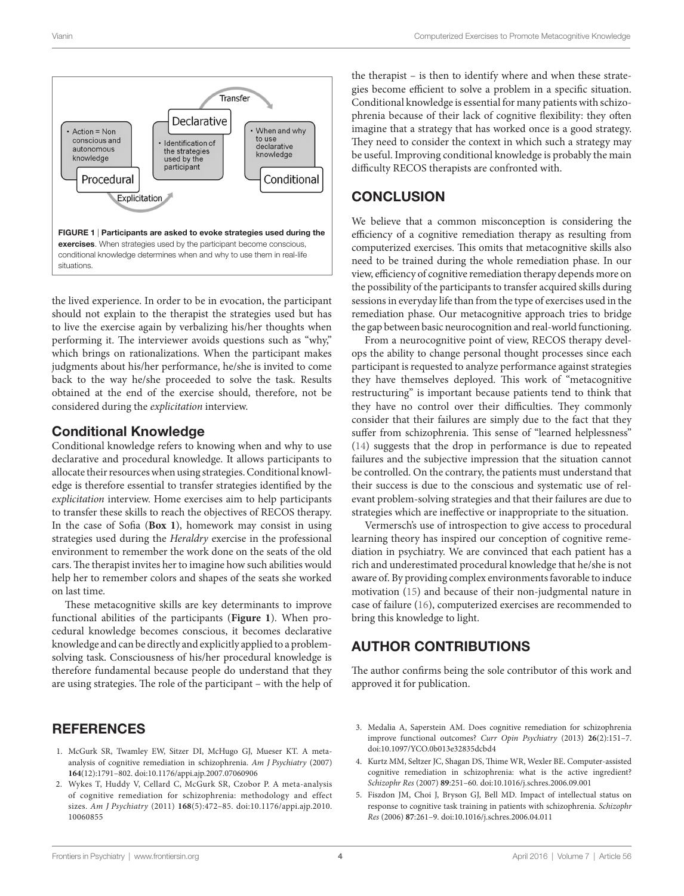FIGURE 1 | **Participants are asked to evoke strategies used during the exercises**. When strategies used by the participant become conscious, conditional knowledge determines when and why to use them in real-life situations.

the lived experience. In order to be in evocation, the participant should not explain to the therapist the strategies used but has to live the exercise again by verbalizing his/her thoughts when performing it. The interviewer avoids questions such as "why," which brings on rationalizations. When the participant makes judgments about his/her performance, he/she is invited to come back to the way he/she proceeded to solve the task. Results obtained at the end of the exercise should, therefore, not be considered during the *explicitation* interview.

### Conditional Knowledge

Conditional knowledge refers to knowing when and why to use declarative and procedural knowledge. It allows participants to allocate their resources when using strategies. Conditional knowledge is therefore essential to transfer strategies identified by the *explicitation* interview. Home exercises aim to help participants to transfer these skills to reach the objectives of RECOS therapy. In the case of Sofia (**Box 1**), homework may consist in using strategies used during the *Heraldry* exercise in the professional environment to remember the work done on the seats of the old cars. The therapist invites her to imagine how such abilities would help her to remember colors and shapes of the seats she worked on last time.

These metacognitive skills are key determinants to improve functional abilities of the participants (**Figure 1**). When procedural knowledge becomes conscious, it becomes declarative knowledge and can be directly and explicitly applied to a problem-solving task. Consciousness of his/her procedural knowledge is therefore fundamental because people do understand that they are using strategies. The role of the participant – with the help of the therapist – is then to identify where and when these strategies become efficient to solve a problem in a specific situation. Conditional knowledge is essential for many patients with schizophrenia because of their lack of cognitive flexibility: they often imagine that a strategy that has worked once is a good strategy. They need to consider the context in which such a strategy may be useful. Improving conditional knowledge is probably the main difficulty RECOS therapists are confronted with.

## CONCLUSION

We believe that a common misconception is considering the efficiency of a cognitive remediation therapy as resulting from computerized exercises. This omits that metacognitive skills also need to be trained during the whole remediation phase. In our view, efficiency of cognitive remediation therapy depends more on the possibility of the participants to transfer acquired skills during sessions in everyday life than from the type of exercises used in the remediation phase. Our metacognitive approach tries to bridge the gap between basic neurocognition and real-world functioning.

From a neurocognitive point of view, RECOS therapy develops the ability to change personal thought processes since each participant is requested to analyze performance against strategies they have themselves deployed. This work of "metacognitive restructuring" is important because patients tend to think that they have no control over their difficulties. They commonly consider that their failures are simply due to the fact that they suffer from schizophrenia. This sense of "learned helplessness" (14) suggests that the drop in performance is due to repeated failures and the subjective impression that the situation cannot be controlled. On the contrary, the patients must understand that their success is due to the conscious and systematic use of relevant problem-solving strategies and that their failures are due to strategies which are ineffective or inappropriate to the situation.

Vermersch's use of introspection to give access to procedural learning theory has inspired our conception of cognitive remediation in psychiatry. We are convinced that each patient has a rich and underestimated procedural knowledge that he/she is not aware of. By providing complex environments favorable to induce motivation (15) and because of their non-judgmental nature in case of failure (16), computerized exercises are recommended to bring this knowledge to light.

## AUTHOR CONTRIBUTIONS

The author confirms being the sole contributor of this work and approved it for publication.

## REFERENCES

1. McGurk SR, Twamley EW, Sitzer DI, McHugo GJ, Mueser KT. A meta-analysis of cognitive remediation in schizophrenia. *Am J Psychiatry* (2007) **164**(12):1791–802. doi:10.1176/appi.ajp.2007.07060906
2. Wykes T, Huddy V, Cellard C, McGurk SR, Czobor P. A meta-analysis of cognitive remediation for schizophrenia: methodology and effect sizes. *Am J Psychiatry* (2011) **168**(5):472–85. doi:10.1176/appi.ajp.2010.10060855
3. Medalia A, Saperstein AM. Does cognitive remediation for schizophrenia improve functional outcomes? *Curr Opin Psychiatry* (2013) **26**(2):151–7. doi:10.1097/YCO.0b013e32835dcbd4
4. Kurtz MM, Seltzer JC, Shagan DS, Thime WR, Wexler BE. Computer-assisted cognitive remediation in schizophrenia: what is the active ingredient? *Schizophr Res* (2007) **89**:251–60. doi:10.1016/j.schres.2006.09.001
5. Fiszdon JM, Choi J, Bryson GJ, Bell MD. Impact of intellectual status on response to cognitive task training in patients with schizophrenia. *Schizophr Res* (2006) **87**:261–9. doi:10.1016/j.schres.2006.04.011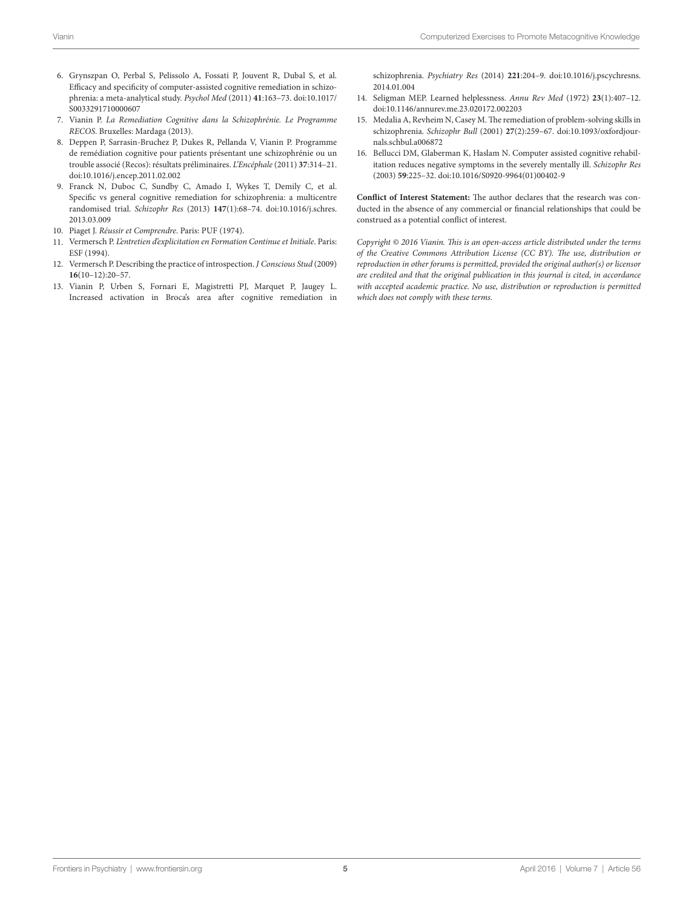6. Grynszpan O, Perbal S, Pelissolo A, Fossati P, Jouvent R, Dubal S, et al. Efficacy and specificity of computer-assisted cognitive remediation in schizophrenia: a meta-analytical study. *Psychol Med* (2011) **41**:163–73. doi:10.1017/S0033291710000607
7. Vianin P. *La Remediation Cognitive dans la Schizophrénie. Le Programme RECOS*. Bruxelles: Mardaga (2013).
8. Deppen P, Sarrasin-Bruchez P, Dukes R, Pellanda V, Vianin P. Programme de remédiation cognitive pour patients présentant une schizophrénie ou un trouble associé (Recos): résultats préliminaires. *L'Encéphale* (2011) **37**:314–21. doi:10.1016/j.encep.2011.02.002
9. Franck N, Duboc C, Sundby C, Amado I, Wykes T, Demily C, et al. Specific vs general cognitive remediation for schizophrenia: a multicentre randomised trial. *Schizophr Res* (2013) **147**(1):68–74. doi:10.1016/j.schres.2013.03.009
10. Piaget J. *Réussir et Comprendre*. Paris: PUF (1974).
11. Vermersch P. *L'entretien d'explicitation en Formation Continue et Initiale*. Paris: ESF (1994).
12. Vermersch P. Describing the practice of introspection. *J Conscious Stud* (2009) **16**(10–12):20–57.
13. Vianin P, Urben S, Fornari E, Magistretti PJ, Marquet P, Jaugey L. Increased activation in Broca's area after cognitive remediation in schizophrenia. *Psychiatry Res* (2014) **221**:204–9. doi:10.1016/j.pscychresns.2014.01.004
14. Seligman MEP. Learned helplessness. *Annu Rev Med* (1972) **23**(1):407–12. doi:10.1146/annurev.me.23.020172.002203
15. Medalia A, Revheim N, Casey M. The remediation of problem-solving skills in schizophrenia. *Schizophr Bull* (2001) **27**(2):259–67. doi:10.1093/oxfordjournals.schbul.a006872
16. Bellucci DM, Glaberman K, Haslam N. Computer assisted cognitive rehabilitation reduces negative symptoms in the severely mentally ill. *Schizophr Res* (2003) **59**:225–32. doi:10.1016/S0920-9964(01)00402-9

**Conflict of Interest Statement:** The author declares that the research was conducted in the absence of any commercial or financial relationships that could be construed as a potential conflict of interest.

*Copyright © 2016 Vianin. This is an open-access article distributed under the terms of the Creative Commons Attribution License (CC BY). The use, distribution or reproduction in other forums is permitted, provided the original author(s) or licensor are credited and that the original publication in this journal is cited, in accordance with accepted academic practice. No use, distribution or reproduction is permitted which does not comply with these terms.*